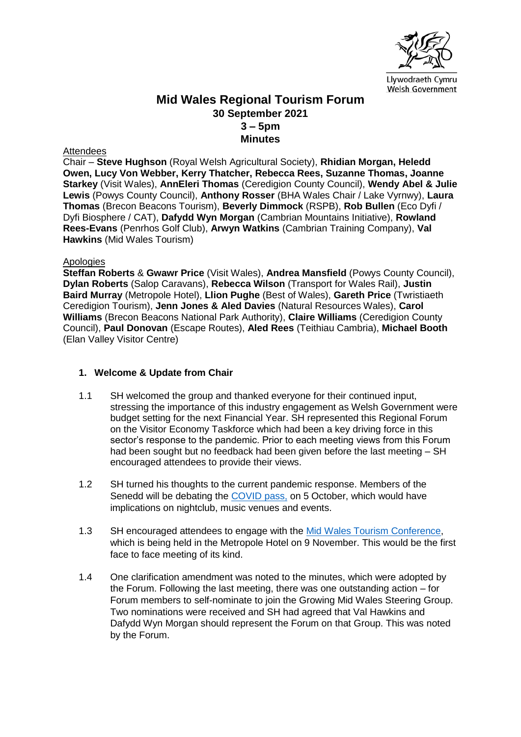Llywodraeth Cymru
Welsh Government

# Mid Wales Regional Tourism Forum

**30 September 2021**
**3 – 5pm**
**Minutes**

Attendees

Chair – **Steve Hughson** (Royal Welsh Agricultural Society), **Rhidian Morgan, Heledd Owen, Lucy Von Webber, Kerry Thatcher, Rebecca Rees, Suzanne Thomas, Joanne Starkey** (Visit Wales), **AnnEleri Thomas** (Ceredigion County Council), **Wendy Abel & Julie Lewis** (Powys County Council), **Anthony Rosser** (BHA Wales Chair / Lake Vyrnwy), **Laura Thomas** (Brecon Beacons Tourism), **Beverly Dimmock** (RSPB), **Rob Bullen** (Eco Dyfi / Dyfi Biosphere / CAT), **Dafydd Wyn Morgan** (Cambrian Mountains Initiative), **Rowland Rees-Evans** (Penrhos Golf Club), **Arwyn Watkins** (Cambrian Training Company), **Val Hawkins** (Mid Wales Tourism)

Apologies

**Steffan Roberts** & **Gwawr Price** (Visit Wales), **Andrea Mansfield** (Powys County Council), **Dylan Roberts** (Salop Caravans), **Rebecca Wilson** (Transport for Wales Rail), **Justin Baird Murray** (Metropole Hotel), **Llion Pughe** (Best of Wales), **Gareth Price** (Twristiaeth Ceredigion Tourism), **Jenn Jones & Aled Davies** (Natural Resources Wales), **Carol Williams** (Brecon Beacons National Park Authority), **Claire Williams** (Ceredigion County Council), **Paul Donovan** (Escape Routes), **Aled Rees** (Teithiau Cambria), **Michael Booth** (Elan Valley Visitor Centre)

## 1. Welcome & Update from Chair

1.1 SH welcomed the group and thanked everyone for their continued input, stressing the importance of this industry engagement as Welsh Government were budget setting for the next Financial Year. SH represented this Regional Forum on the Visitor Economy Taskforce which had been a key driving force in this sector's response to the pandemic. Prior to each meeting views from this Forum had been sought but no feedback had been given before the last meeting – SH encouraged attendees to provide their views.

1.2 SH turned his thoughts to the current pandemic response. Members of the Senedd will be debating the COVID pass, on 5 October, which would have implications on nightclub, music venues and events.

1.3 SH encouraged attendees to engage with the Mid Wales Tourism Conference, which is being held in the Metropole Hotel on 9 November. This would be the first face to face meeting of its kind.

1.4 One clarification amendment was noted to the minutes, which were adopted by the Forum. Following the last meeting, there was one outstanding action – for Forum members to self-nominate to join the Growing Mid Wales Steering Group. Two nominations were received and SH had agreed that Val Hawkins and Dafydd Wyn Morgan should represent the Forum on that Group. This was noted by the Forum.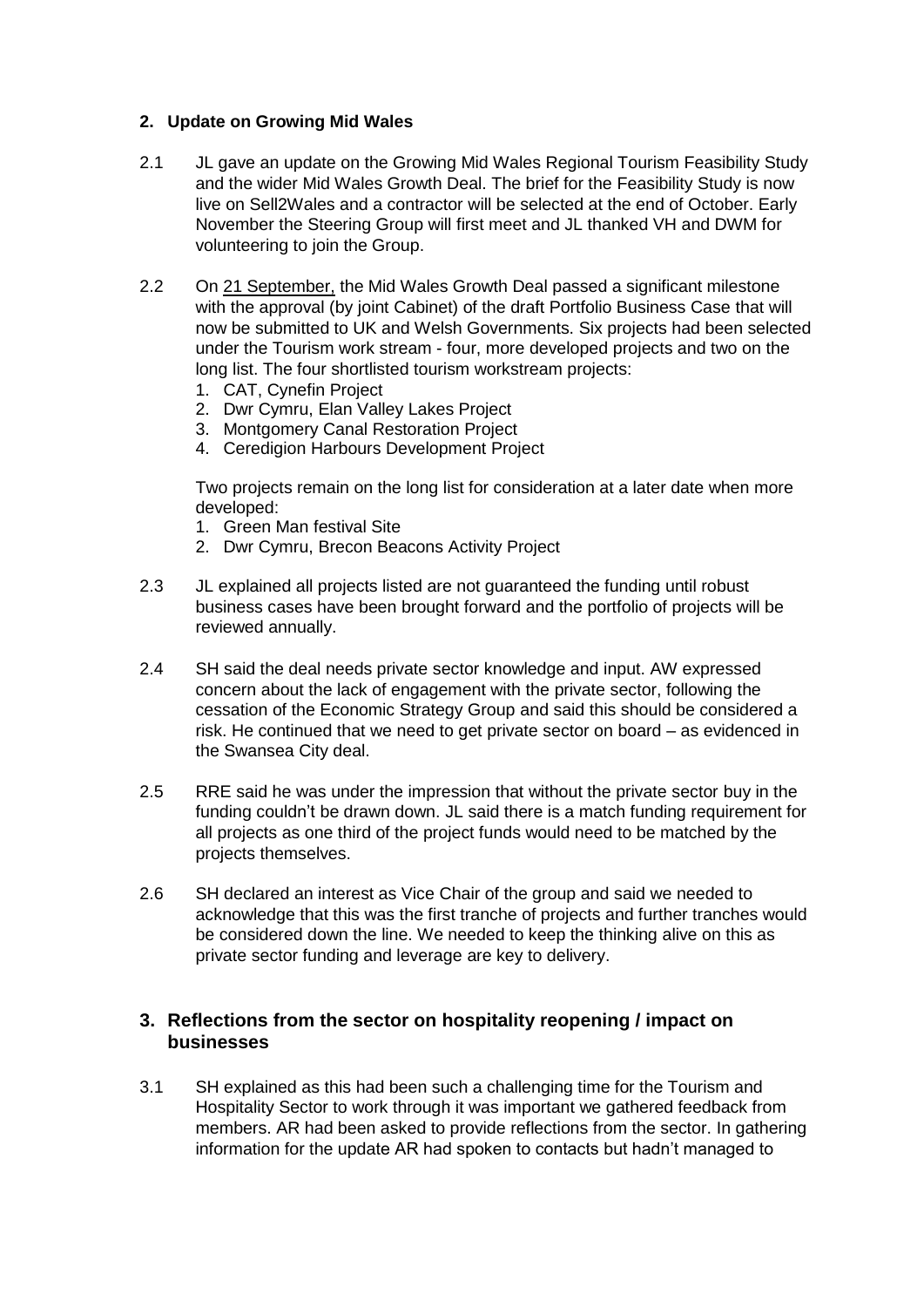## 2. Update on Growing Mid Wales

2.1 JL gave an update on the Growing Mid Wales Regional Tourism Feasibility Study and the wider Mid Wales Growth Deal. The brief for the Feasibility Study is now live on Sell2Wales and a contractor will be selected at the end of October. Early November the Steering Group will first meet and JL thanked VH and DWM for volunteering to join the Group.

2.2 On 21 September, the Mid Wales Growth Deal passed a significant milestone with the approval (by joint Cabinet) of the draft Portfolio Business Case that will now be submitted to UK and Welsh Governments. Six projects had been selected under the Tourism work stream - four, more developed projects and two on the long list. The four shortlisted tourism workstream projects:

1. CAT, Cynefin Project
2. Dwr Cymru, Elan Valley Lakes Project
3. Montgomery Canal Restoration Project
4. Ceredigion Harbours Development Project

Two projects remain on the long list for consideration at a later date when more developed:

1. Green Man festival Site
2. Dwr Cymru, Brecon Beacons Activity Project

2.3 JL explained all projects listed are not guaranteed the funding until robust business cases have been brought forward and the portfolio of projects will be reviewed annually.

2.4 SH said the deal needs private sector knowledge and input. AW expressed concern about the lack of engagement with the private sector, following the cessation of the Economic Strategy Group and said this should be considered a risk. He continued that we need to get private sector on board – as evidenced in the Swansea City deal.

2.5 RRE said he was under the impression that without the private sector buy in the funding couldn't be drawn down. JL said there is a match funding requirement for all projects as one third of the project funds would need to be matched by the projects themselves.

2.6 SH declared an interest as Vice Chair of the group and said we needed to acknowledge that this was the first tranche of projects and further tranches would be considered down the line. We needed to keep the thinking alive on this as private sector funding and leverage are key to delivery.

## 3. Reflections from the sector on hospitality reopening / impact on businesses

3.1 SH explained as this had been such a challenging time for the Tourism and Hospitality Sector to work through it was important we gathered feedback from members. AR had been asked to provide reflections from the sector. In gathering information for the update AR had spoken to contacts but hadn't managed to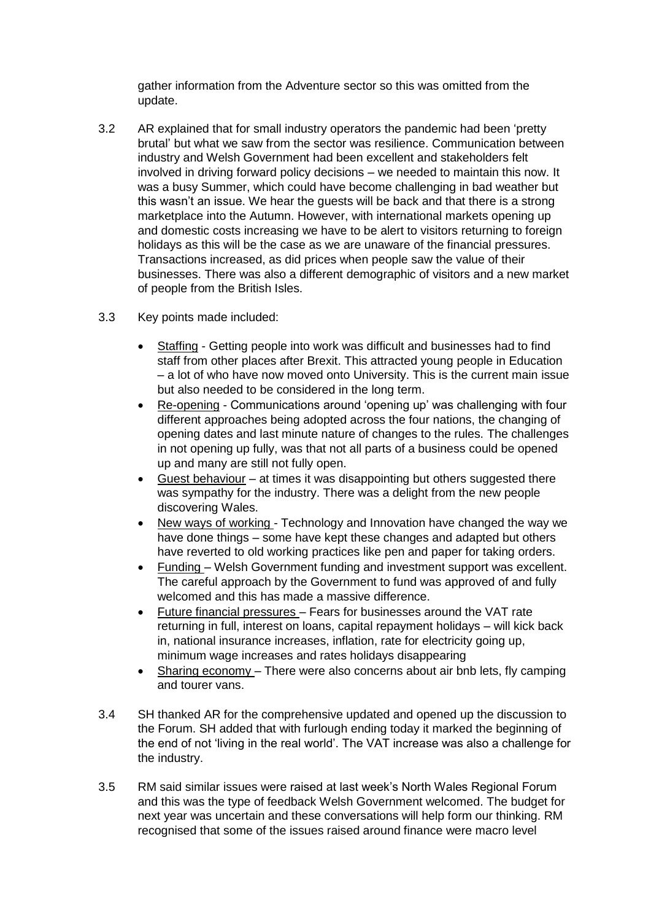gather information from the Adventure sector so this was omitted from the update.

3.2 AR explained that for small industry operators the pandemic had been 'pretty brutal' but what we saw from the sector was resilience. Communication between industry and Welsh Government had been excellent and stakeholders felt involved in driving forward policy decisions – we needed to maintain this now. It was a busy Summer, which could have become challenging in bad weather but this wasn't an issue. We hear the guests will be back and that there is a strong marketplace into the Autumn. However, with international markets opening up and domestic costs increasing we have to be alert to visitors returning to foreign holidays as this will be the case as we are unaware of the financial pressures. Transactions increased, as did prices when people saw the value of their businesses. There was also a different demographic of visitors and a new market of people from the British Isles.

3.3 Key points made included:

- Staffing - Getting people into work was difficult and businesses had to find staff from other places after Brexit. This attracted young people in Education – a lot of who have now moved onto University. This is the current main issue but also needed to be considered in the long term.
- Re-opening - Communications around 'opening up' was challenging with four different approaches being adopted across the four nations, the changing of opening dates and last minute nature of changes to the rules. The challenges in not opening up fully, was that not all parts of a business could be opened up and many are still not fully open.
- Guest behaviour – at times it was disappointing but others suggested there was sympathy for the industry. There was a delight from the new people discovering Wales.
- New ways of working - Technology and Innovation have changed the way we have done things – some have kept these changes and adapted but others have reverted to old working practices like pen and paper for taking orders.
- Funding – Welsh Government funding and investment support was excellent. The careful approach by the Government to fund was approved of and fully welcomed and this has made a massive difference.
- Future financial pressures – Fears for businesses around the VAT rate returning in full, interest on loans, capital repayment holidays – will kick back in, national insurance increases, inflation, rate for electricity going up, minimum wage increases and rates holidays disappearing
- Sharing economy – There were also concerns about air bnb lets, fly camping and tourer vans.

3.4 SH thanked AR for the comprehensive updated and opened up the discussion to the Forum. SH added that with furlough ending today it marked the beginning of the end of not 'living in the real world'. The VAT increase was also a challenge for the industry.

3.5 RM said similar issues were raised at last week's North Wales Regional Forum and this was the type of feedback Welsh Government welcomed. The budget for next year was uncertain and these conversations will help form our thinking. RM recognised that some of the issues raised around finance were macro level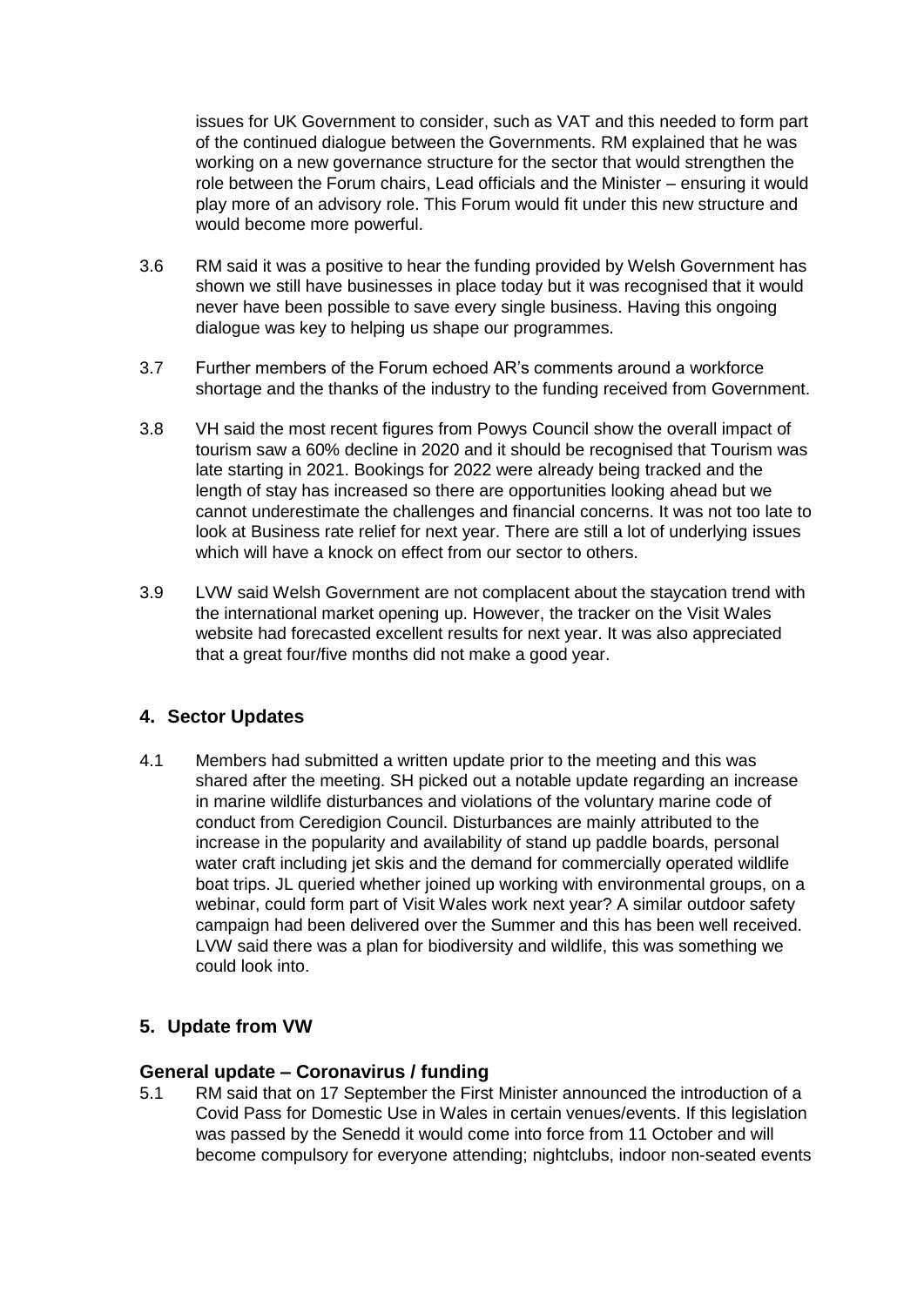issues for UK Government to consider, such as VAT and this needed to form part of the continued dialogue between the Governments. RM explained that he was working on a new governance structure for the sector that would strengthen the role between the Forum chairs, Lead officials and the Minister – ensuring it would play more of an advisory role. This Forum would fit under this new structure and would become more powerful.

3.6 RM said it was a positive to hear the funding provided by Welsh Government has shown we still have businesses in place today but it was recognised that it would never have been possible to save every single business. Having this ongoing dialogue was key to helping us shape our programmes.

3.7 Further members of the Forum echoed AR's comments around a workforce shortage and the thanks of the industry to the funding received from Government.

3.8 VH said the most recent figures from Powys Council show the overall impact of tourism saw a 60% decline in 2020 and it should be recognised that Tourism was late starting in 2021. Bookings for 2022 were already being tracked and the length of stay has increased so there are opportunities looking ahead but we cannot underestimate the challenges and financial concerns. It was not too late to look at Business rate relief for next year. There are still a lot of underlying issues which will have a knock on effect from our sector to others.

3.9 LVW said Welsh Government are not complacent about the staycation trend with the international market opening up. However, the tracker on the Visit Wales website had forecasted excellent results for next year. It was also appreciated that a great four/five months did not make a good year.

## 4. Sector Updates

4.1 Members had submitted a written update prior to the meeting and this was shared after the meeting. SH picked out a notable update regarding an increase in marine wildlife disturbances and violations of the voluntary marine code of conduct from Ceredigion Council. Disturbances are mainly attributed to the increase in the popularity and availability of stand up paddle boards, personal water craft including jet skis and the demand for commercially operated wildlife boat trips. JL queried whether joined up working with environmental groups, on a webinar, could form part of Visit Wales work next year? A similar outdoor safety campaign had been delivered over the Summer and this has been well received. LVW said there was a plan for biodiversity and wildlife, this was something we could look into.

## 5. Update from VW

### General update – Coronavirus / funding

5.1 RM said that on 17 September the First Minister announced the introduction of a Covid Pass for Domestic Use in Wales in certain venues/events. If this legislation was passed by the Senedd it would come into force from 11 October and will become compulsory for everyone attending; nightclubs, indoor non-seated events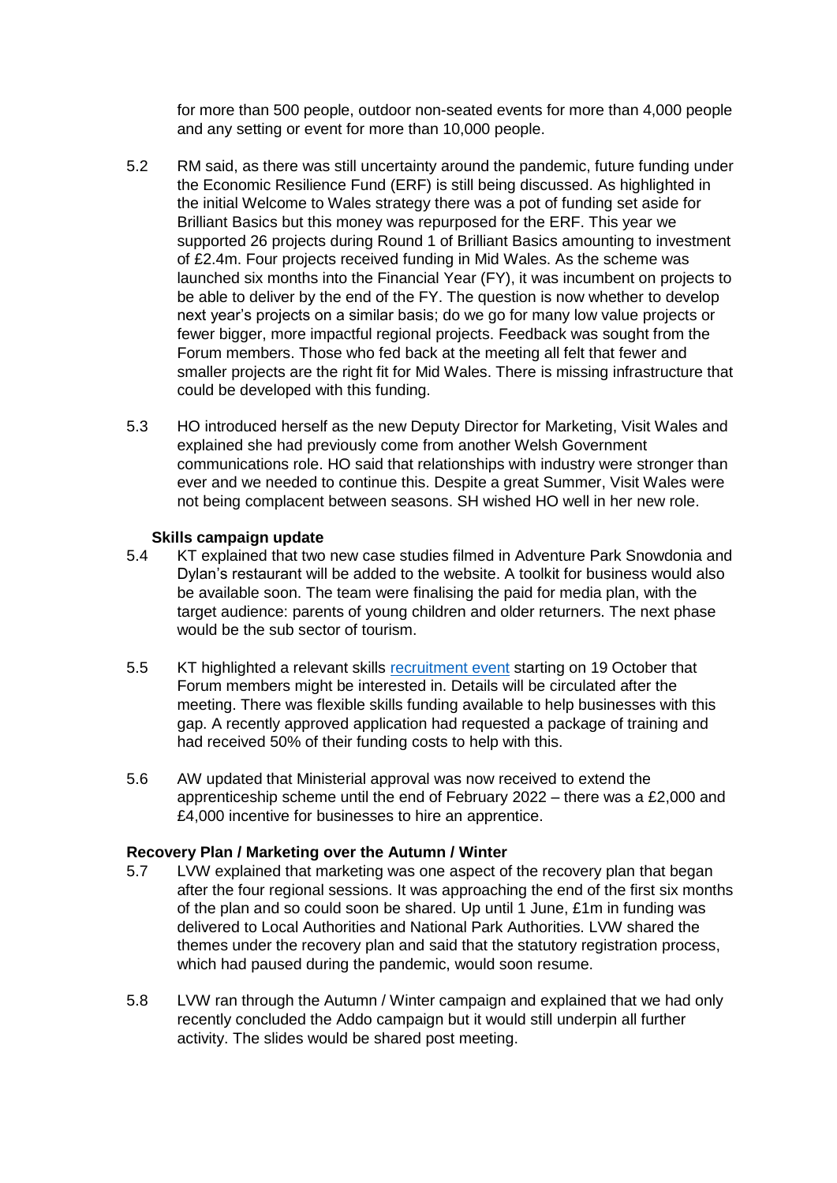for more than 500 people, outdoor non-seated events for more than 4,000 people and any setting or event for more than 10,000 people.

5.2 RM said, as there was still uncertainty around the pandemic, future funding under the Economic Resilience Fund (ERF) is still being discussed. As highlighted in the initial Welcome to Wales strategy there was a pot of funding set aside for Brilliant Basics but this money was repurposed for the ERF. This year we supported 26 projects during Round 1 of Brilliant Basics amounting to investment of £2.4m. Four projects received funding in Mid Wales. As the scheme was launched six months into the Financial Year (FY), it was incumbent on projects to be able to deliver by the end of the FY. The question is now whether to develop next year's projects on a similar basis; do we go for many low value projects or fewer bigger, more impactful regional projects. Feedback was sought from the Forum members. Those who fed back at the meeting all felt that fewer and smaller projects are the right fit for Mid Wales. There is missing infrastructure that could be developed with this funding.

5.3 HO introduced herself as the new Deputy Director for Marketing, Visit Wales and explained she had previously come from another Welsh Government communications role. HO said that relationships with industry were stronger than ever and we needed to continue this. Despite a great Summer, Visit Wales were not being complacent between seasons. SH wished HO well in her new role.

**Skills campaign update**

5.4 KT explained that two new case studies filmed in Adventure Park Snowdonia and Dylan's restaurant will be added to the website. A toolkit for business would also be available soon. The team were finalising the paid for media plan, with the target audience: parents of young children and older returners. The next phase would be the sub sector of tourism.

5.5 KT highlighted a relevant skills [recruitment event] starting on 19 October that Forum members might be interested in. Details will be circulated after the meeting. There was flexible skills funding available to help businesses with this gap. A recently approved application had requested a package of training and had received 50% of their funding costs to help with this.

5.6 AW updated that Ministerial approval was now received to extend the apprenticeship scheme until the end of February 2022 – there was a £2,000 and £4,000 incentive for businesses to hire an apprentice.

**Recovery Plan / Marketing over the Autumn / Winter**

5.7 LVW explained that marketing was one aspect of the recovery plan that began after the four regional sessions. It was approaching the end of the first six months of the plan and so could soon be shared. Up until 1 June, £1m in funding was delivered to Local Authorities and National Park Authorities. LVW shared the themes under the recovery plan and said that the statutory registration process, which had paused during the pandemic, would soon resume.

5.8 LVW ran through the Autumn / Winter campaign and explained that we had only recently concluded the Addo campaign but it would still underpin all further activity. The slides would be shared post meeting.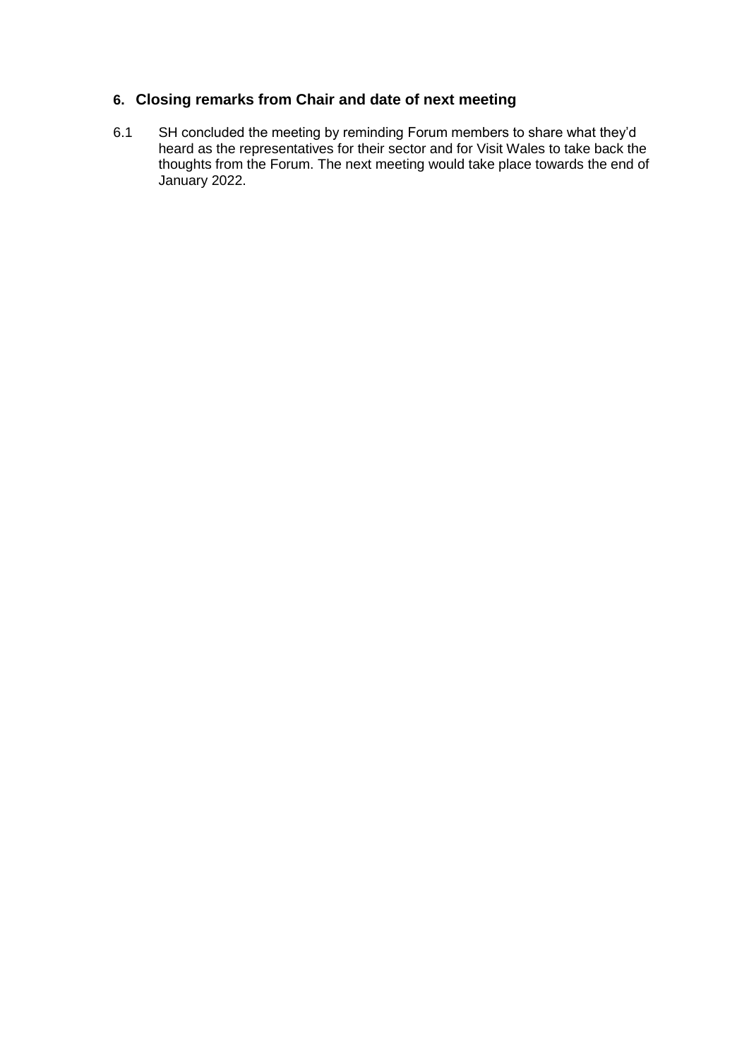## 6. Closing remarks from Chair and date of next meeting

6.1 SH concluded the meeting by reminding Forum members to share what they'd heard as the representatives for their sector and for Visit Wales to take back the thoughts from the Forum. The next meeting would take place towards the end of January 2022.